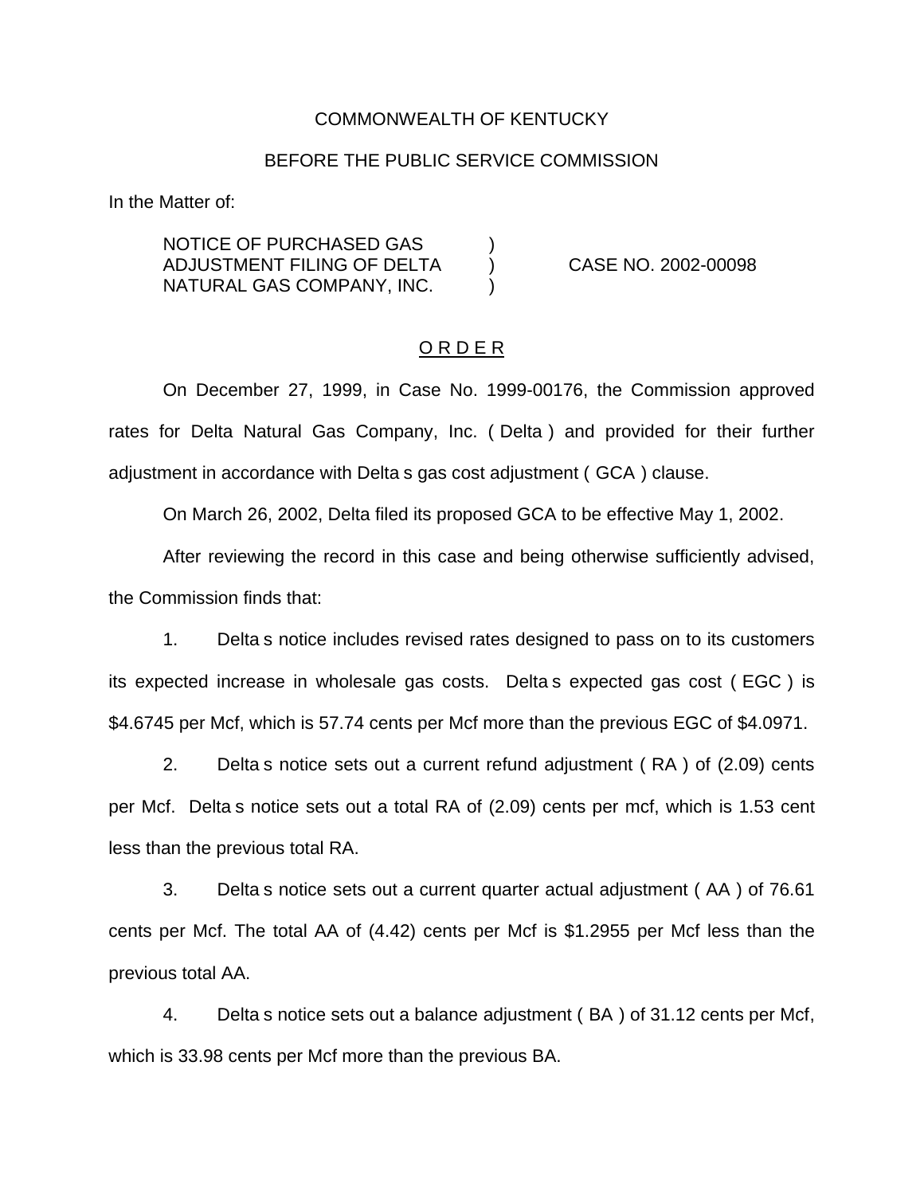COMMONWEALTH OF KENTUCKY

BEFORE THE PUBLIC SERVICE COMMISSION

In the Matter of:

| | | |
|---|---|---|
| NOTICE OF PURCHASED GAS ADJUSTMENT FILING OF DELTA NATURAL GAS COMPANY, INC. | ) ) ) | CASE NO. 2002-00098 |

O R D E R

On December 27, 1999, in Case No. 1999-00176, the Commission approved rates for Delta Natural Gas Company, Inc. ( Delta ) and provided for their further adjustment in accordance with Delta s gas cost adjustment ( GCA ) clause.

On March 26, 2002, Delta filed its proposed GCA to be effective May 1, 2002.

After reviewing the record in this case and being otherwise sufficiently advised, the Commission finds that:

1. Delta s notice includes revised rates designed to pass on to its customers its expected increase in wholesale gas costs. Delta s expected gas cost ( EGC ) is $4.6745 per Mcf, which is 57.74 cents per Mcf more than the previous EGC of $4.0971.

2. Delta s notice sets out a current refund adjustment ( RA ) of (2.09) cents per Mcf. Delta s notice sets out a total RA of (2.09) cents per mcf, which is 1.53 cent less than the previous total RA.

3. Delta s notice sets out a current quarter actual adjustment ( AA ) of 76.61 cents per Mcf. The total AA of (4.42) cents per Mcf is $1.2955 per Mcf less than the previous total AA.

4. Delta s notice sets out a balance adjustment ( BA ) of 31.12 cents per Mcf, which is 33.98 cents per Mcf more than the previous BA.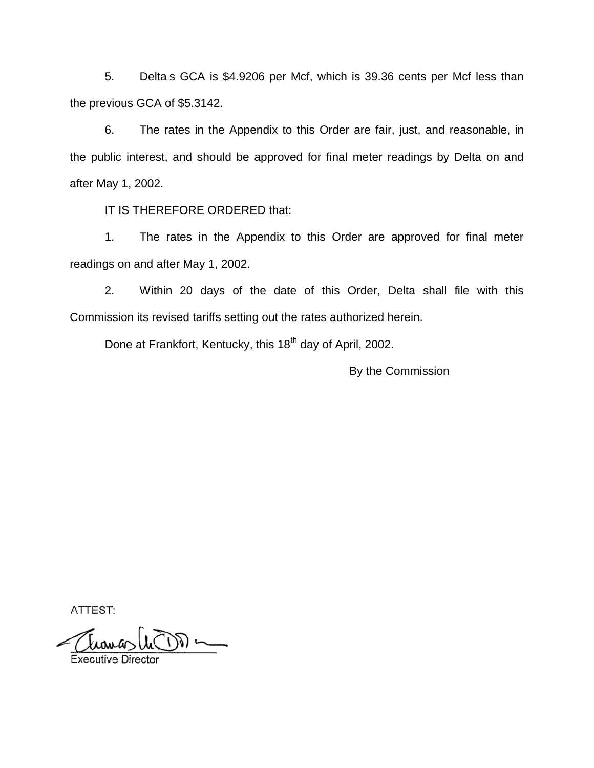5. Delta s GCA is $4.9206 per Mcf, which is 39.36 cents per Mcf less than the previous GCA of $5.3142.

6. The rates in the Appendix to this Order are fair, just, and reasonable, in the public interest, and should be approved for final meter readings by Delta on and after May 1, 2002.

IT IS THEREFORE ORDERED that:

1. The rates in the Appendix to this Order are approved for final meter readings on and after May 1, 2002.

2. Within 20 days of the date of this Order, Delta shall file with this Commission its revised tariffs setting out the rates authorized herein.

Done at Frankfort, Kentucky, this 18th day of April, 2002.

By the Commission

ATTEST:

Executive Director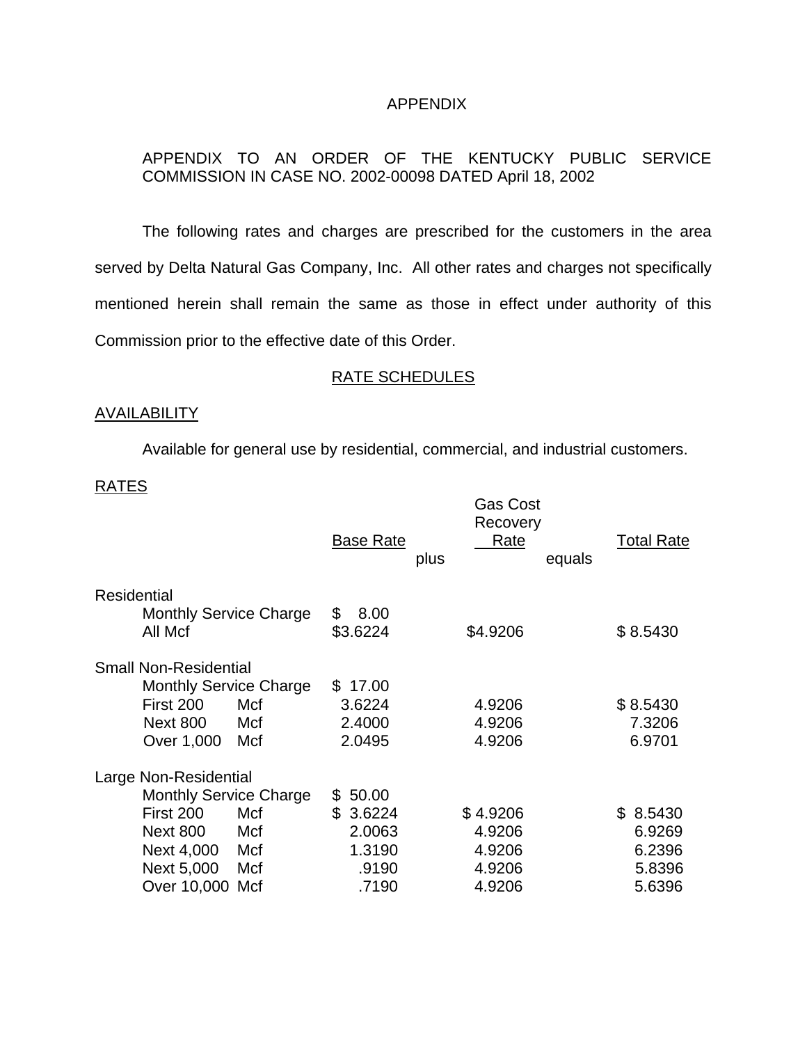APPENDIX

APPENDIX TO AN ORDER OF THE KENTUCKY PUBLIC SERVICE COMMISSION IN CASE NO. 2002-00098 DATED April 18, 2002

The following rates and charges are prescribed for the customers in the area served by Delta Natural Gas Company, Inc. All other rates and charges not specifically mentioned herein shall remain the same as those in effect under authority of this Commission prior to the effective date of this Order.

## RATE SCHEDULES

### AVAILABILITY

Available for general use by residential, commercial, and industrial customers.

### RATES

| | Base Rate | plus | Gas Cost Recovery Rate | equals | Total Rate |
|---|---|---|---|---|---|
| **Residential** | | | | | |
| Monthly Service Charge | $ 8.00 | | | | |
| All Mcf | $3.6224 | | $4.9206 | | $ 8.5430 |
| **Small Non-Residential** | | | | | |
| Monthly Service Charge | $ 17.00 | | | | |
| First 200 Mcf | 3.6224 | | 4.9206 | | $ 8.5430 |
| Next 800 Mcf | 2.4000 | | 4.9206 | | 7.3206 |
| Over 1,000 Mcf | 2.0495 | | 4.9206 | | 6.9701 |
| **Large Non-Residential** | | | | | |
| Monthly Service Charge | $ 50.00 | | | | |
| First 200 Mcf | $ 3.6224 | | $ 4.9206 | | $ 8.5430 |
| Next 800 Mcf | 2.0063 | | 4.9206 | | 6.9269 |
| Next 4,000 Mcf | 1.3190 | | 4.9206 | | 6.2396 |
| Next 5,000 Mcf | .9190 | | 4.9206 | | 5.8396 |
| Over 10,000 Mcf | .7190 | | 4.9206 | | 5.6396 |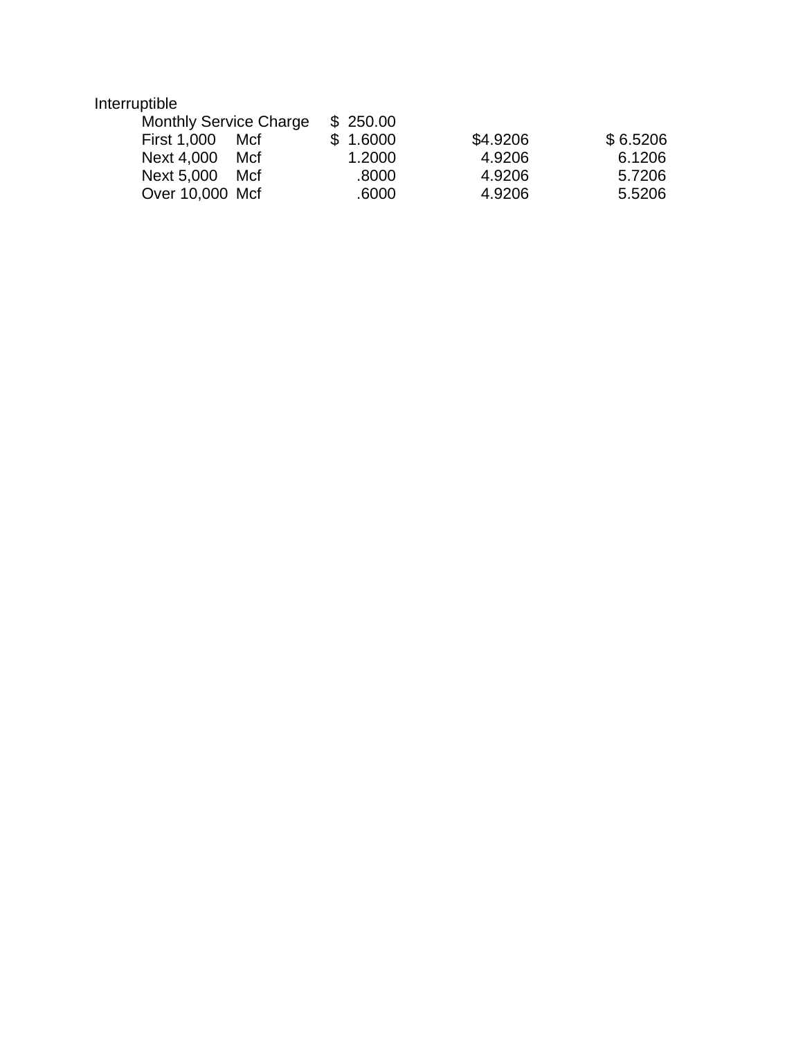Interruptible

| | | | | |
|---|---|---|---|---|
| Monthly Service Charge | | $ 250.00 | | |
| First 1,000 | Mcf | $ 1.6000 | $4.9206 | $ 6.5206 |
| Next 4,000 | Mcf | 1.2000 | 4.9206 | 6.1206 |
| Next 5,000 | Mcf | .8000 | 4.9206 | 5.7206 |
| Over 10,000 | Mcf | .6000 | 4.9206 | 5.5206 |